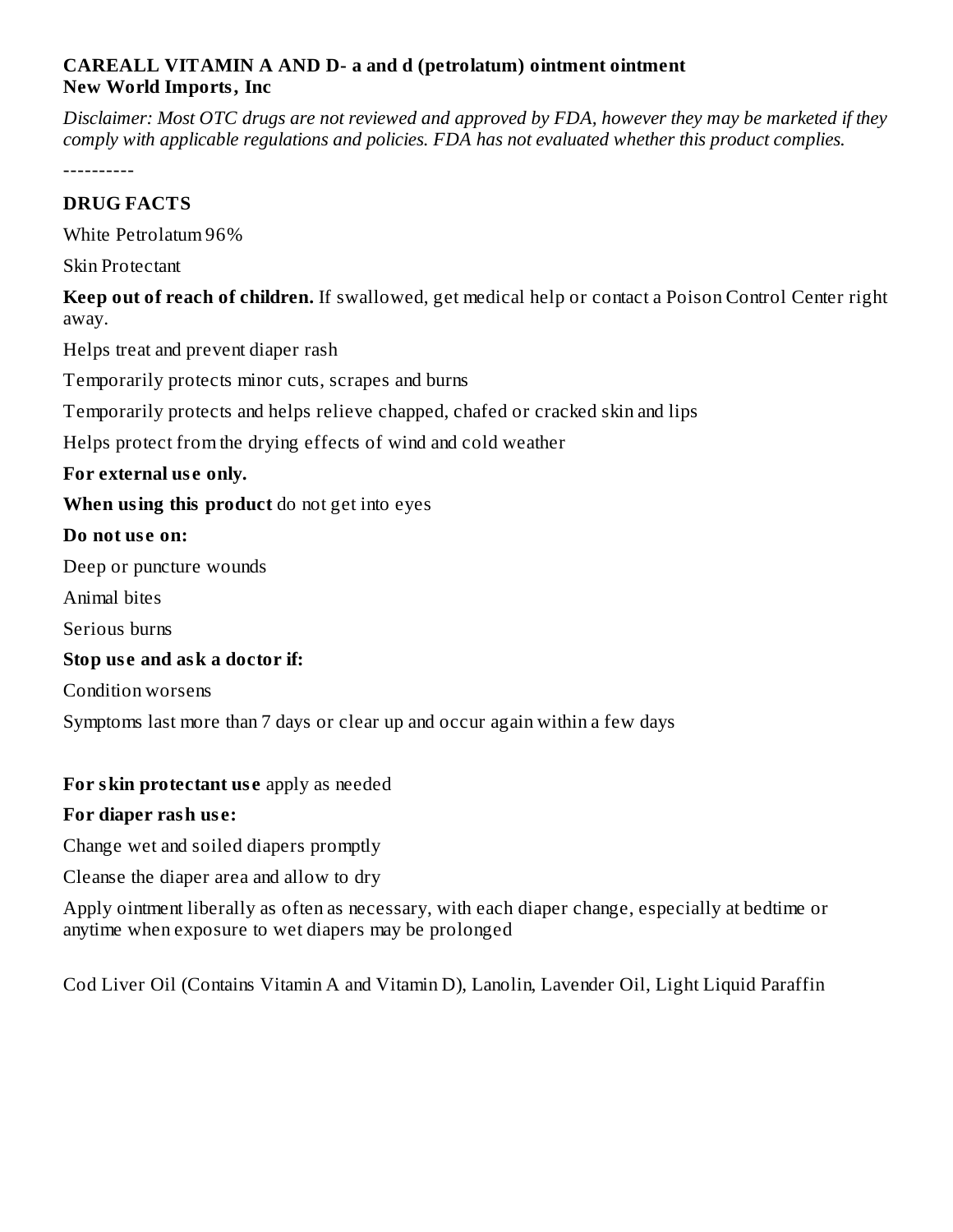**CAREALL VITAMIN A AND D- a and d (petrolatum) ointment ointment**
**New World Imports, Inc**

*Disclaimer: Most OTC drugs are not reviewed and approved by FDA, however they may be marketed if they comply with applicable regulations and policies. FDA has not evaluated whether this product complies.*

----------

**DRUG FACTS**

White Petrolatum 96%

Skin Protectant

**Keep out of reach of children.** If swallowed, get medical help or contact a Poison Control Center right away.

Helps treat and prevent diaper rash

Temporarily protects minor cuts, scrapes and burns

Temporarily protects and helps relieve chapped, chafed or cracked skin and lips

Helps protect from the drying effects of wind and cold weather

**For external use only.**

**When using this product** do not get into eyes

**Do not use on:**

Deep or puncture wounds

Animal bites

Serious burns

**Stop use and ask a doctor if:**

Condition worsens

Symptoms last more than 7 days or clear up and occur again within a few days

**For skin protectant use** apply as needed

**For diaper rash use:**

Change wet and soiled diapers promptly

Cleanse the diaper area and allow to dry

Apply ointment liberally as often as necessary, with each diaper change, especially at bedtime or anytime when exposure to wet diapers may be prolonged

Cod Liver Oil (Contains Vitamin A and Vitamin D), Lanolin, Lavender Oil, Light Liquid Paraffin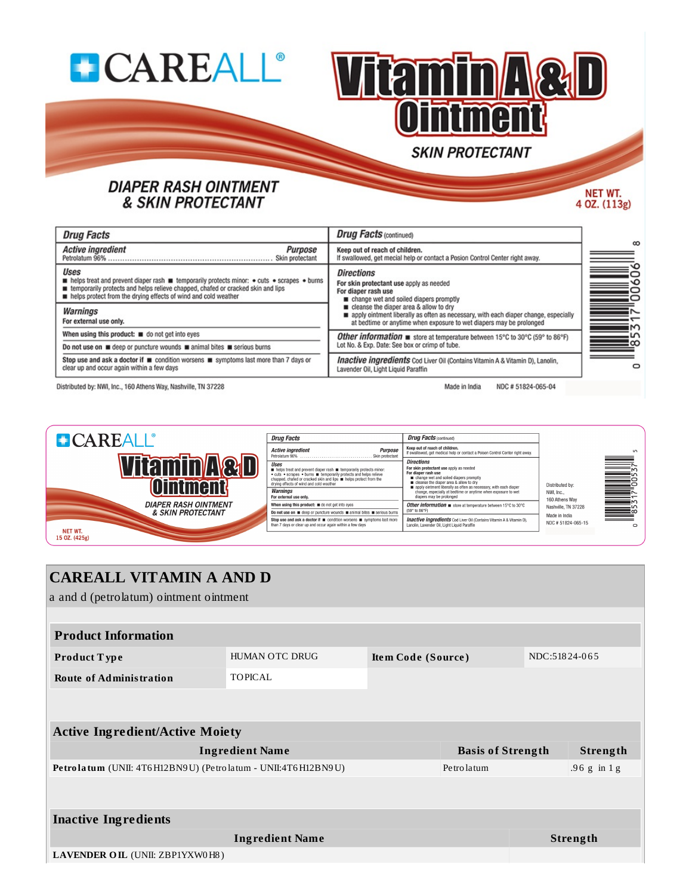**CAREALL®**

# Vitamin A & D Ointment

SKIN PROTECTANT

DIAPER RASH OINTMENT & SKIN PROTECTANT

NET WT. 4 OZ. (113g)

**Drug Facts**

| Active ingredient | Purpose |
|---|---|
| Petrolatum 96% | Skin protectant |

**Uses**
- helps treat and prevent diaper rash
- temporarily protects minor: • cuts • scrapes • burns
- temporarily protects and helps relieve chapped, chafed or cracked skin and lips
- helps protect from the drying effects of wind and cold weather

**Warnings**

**For external use only.**

**When using this product:** ■ do not get into eyes

**Do not use on** ■ deep or puncture wounds ■ animal bites ■ serious burns

**Stop use and ask a doctor if** ■ condition worsens ■ symptoms last more than 7 days or clear up and occur again within a few days

**Drug Facts** (continued)

**Keep out of reach of children.**
If swallowed, get mecial help or contact a Posion Control Center right away.

**Directions**

**For skin protectant use** apply as needed

**For diaper rash use**
- change wet and soiled diapers promptly
- cleanse the diaper area & allow to dry
- apply ointment liberally as often as necessary, with each diaper change, especially at bedtime or anytime when exposure to wet diapers may be prolonged

**Other information** ■ store at temperature between 15°C to 30°C (59° to 86°F)
Lot No. & Exp. Date: See box or crimp of tube.

**Inactive ingredients** Cod Liver Oil (Contains Vitamin A & Vitamin D), Lanolin, Lavender Oil, Light Liquid Paraffin

0 85317 00606 8

Distributed by: NWI, Inc., 160 Athens Way, Nashville, TN 37228

Made in India NDC # 51824-065-04

---

**CAREALL®**

# Vitamin A & D Ointment

DIAPER RASH OINTMENT & SKIN PROTECTANT

NET WT. 15 OZ. (425g)

**Drug Facts**

| Active ingredient | Purpose |
|---|---|
| Petrolatum 96% | Skin protectant |

**Uses**
- helps treat and prevent diaper rash
- temporarily protects minor: • cuts • scrapes • burns
- temporarily protects and helps relieve chapped, chafed or cracked skin and lips
- helps protect from the drying effects of wind and cold weather

**Warnings**

**For external use only.**

**When using this product:** ■ do not get into eyes

**Do not use on** ■ deep or puncture wounds ■ animal bites ■ serious burns

**Stop use and ask a doctor if** ■ condition worsens ■ symptoms last more than 7 days or clear up and occur again within a few days

**Drug Facts** (continued)

**Keep out of reach of children.**
If swallowed, get medical help or contact a Poison Control Center right away.

**Directions**

**For skin protectant use** apply as needed

**For diaper rash use**
- change wet and soiled diapers promptly
- cleanse the diaper area & allow to dry
- apply ointment liberally as often as necessary, with each diaper change, especially at bedtime or anytime when exposure to wet diapers may be prolonged

**Other information** ■ store at temperature between 15°C to 30°C (59° to 86°F)

**Inactive ingredients** Cod Liver Oil (Contains Vitamin A & Vitamin D), Lanolin, Lavender Oil, Light Liquid Paraffin

Distributed by: NWI, Inc., 160 Athens Way, Nashville, TN 37228

Made in India

NDC # 51824-065-15

0 85317 00537 5

---

# CAREALL VITAMIN A AND D

a and d (petrolatum) ointment ointment

| Product Information | | | |
|---|---|---|---|
| **Product Type** | HUMAN OTC DRUG | **Item Code (Source)** | NDC:51824-065 |
| **Route of Administration** | TOPICAL | | |

| Active Ingredient/Active Moiety | | |
|---|---|---|
| **Ingredient Name** | **Basis of Strength** | **Strength** |
| **Petrolatum** (UNII: 4T6H12BN9U) (Petrolatum - UNII:4T6H12BN9U) | Petrolatum | .96 g in 1 g |

| Inactive Ingredients | |
|---|---|
| **Ingredient Name** | **Strength** |
| **LAVENDER OIL** (UNII: ZBP1YXW0H8) | |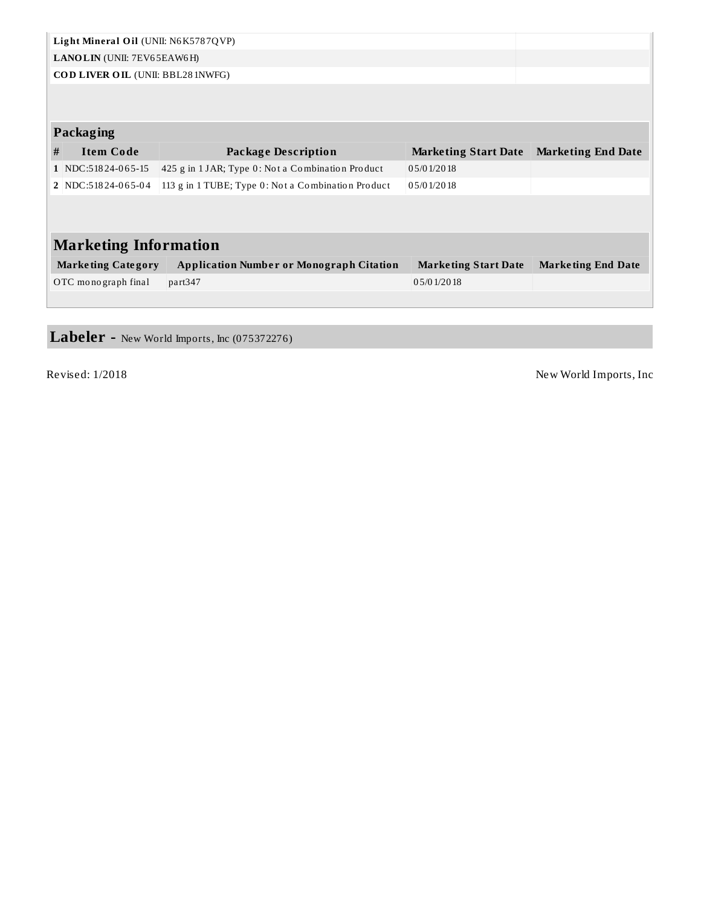| | |
|---|---|
| **Light Mineral Oil** (UNII: N6K5787QVP) | |
| **LANOLIN** (UNII: 7EV65EAW6H) | |
| **COD LIVER OIL** (UNII: BBL281NWFG) | |

### Packaging

| # | Item Code | Package Description | Marketing Start Date | Marketing End Date |
|---|---|---|---|---|
| 1 | NDC:51824-065-15 | 425 g in 1 JAR; Type 0: Not a Combination Product | 05/01/2018 | |
| 2 | NDC:51824-065-04 | 113 g in 1 TUBE; Type 0: Not a Combination Product | 05/01/2018 | |

### Marketing Information

| Marketing Category | Application Number or Monograph Citation | Marketing Start Date | Marketing End Date |
|---|---|---|---|
| OTC monograph final | part347 | 05/01/2018 | |

## Labeler - New World Imports, Inc (075372276)

Revised: 1/2018

New World Imports, Inc